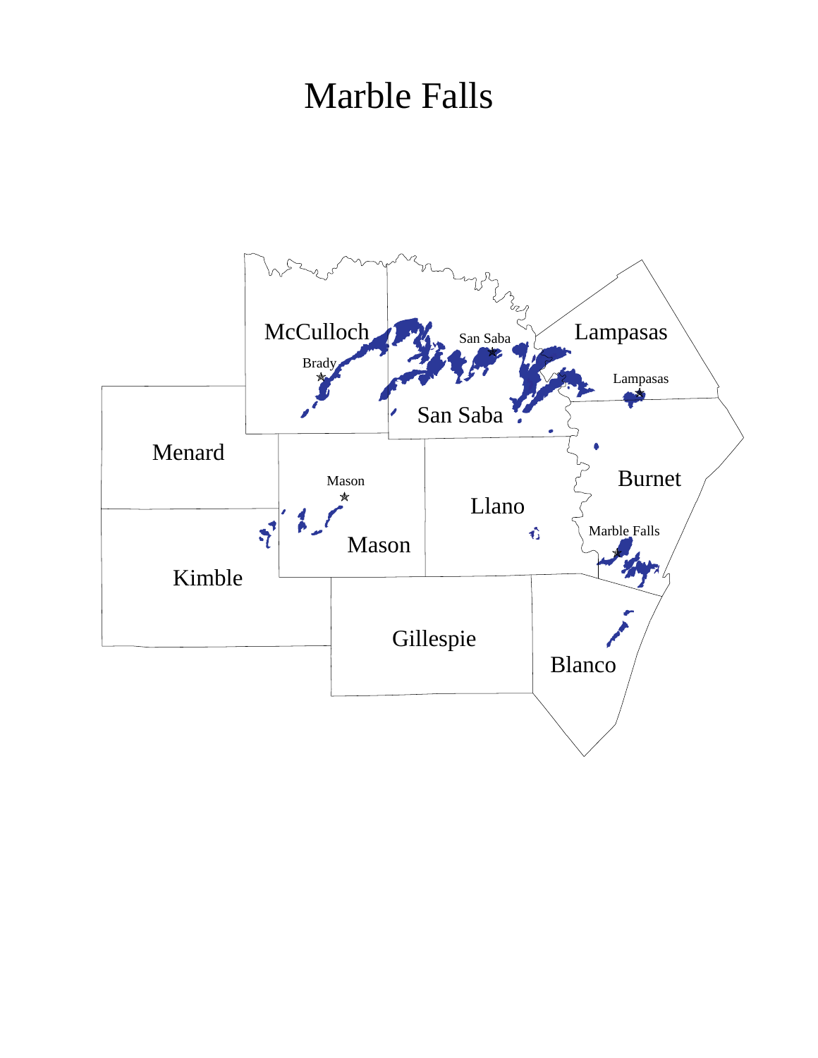# Marble Falls

McCulloch

Brady

San Saba

San Saba

Lampasas

Lampasas

Menard

Mason

Mason

Llano

Burnet

Marble Falls

Kimble

Gillespie

Blanco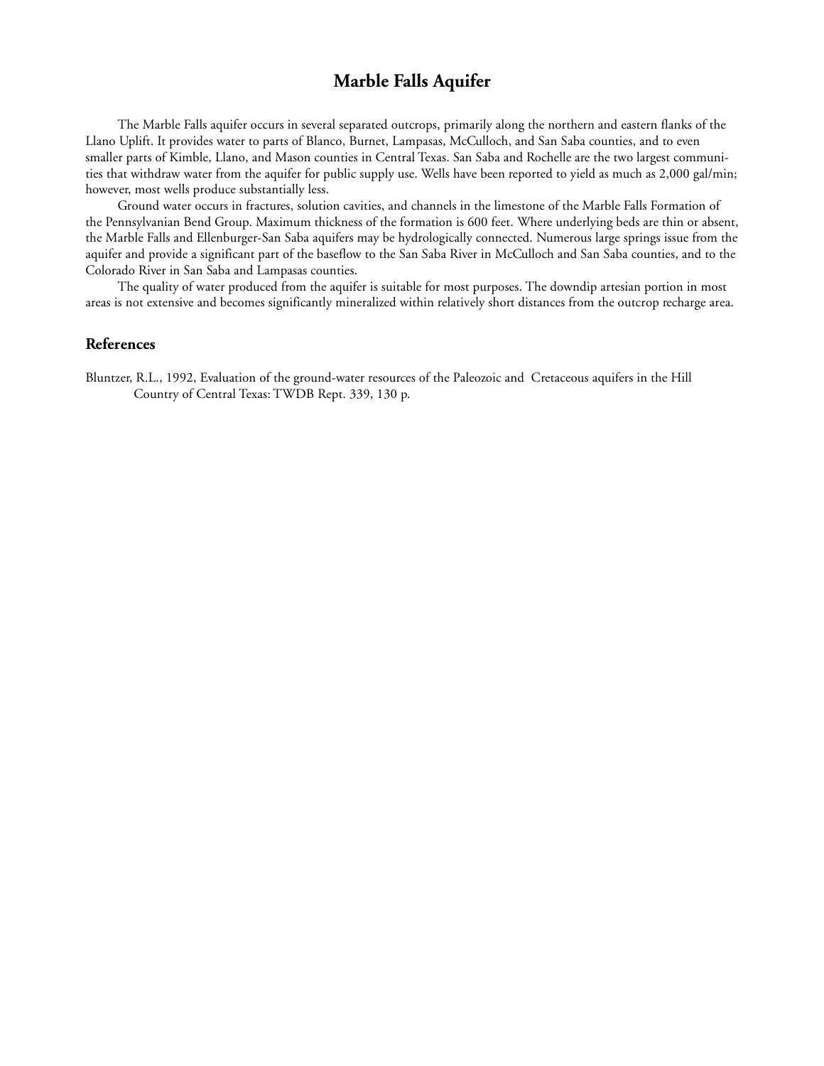# Marble Falls Aquifer

The Marble Falls aquifer occurs in several separated outcrops, primarily along the northern and eastern flanks of the Llano Uplift. It provides water to parts of Blanco, Burnet, Lampasas, McCulloch, and San Saba counties, and to even smaller parts of Kimble, Llano, and Mason counties in Central Texas. San Saba and Rochelle are the two largest communities that withdraw water from the aquifer for public supply use. Wells have been reported to yield as much as 2,000 gal/min; however, most wells produce substantially less.

Ground water occurs in fractures, solution cavities, and channels in the limestone of the Marble Falls Formation of the Pennsylvanian Bend Group. Maximum thickness of the formation is 600 feet. Where underlying beds are thin or absent, the Marble Falls and Ellenburger-San Saba aquifers may be hydrologically connected. Numerous large springs issue from the aquifer and provide a significant part of the baseflow to the San Saba River in McCulloch and San Saba counties, and to the Colorado River in San Saba and Lampasas counties.

The quality of water produced from the aquifer is suitable for most purposes. The downdip artesian portion in most areas is not extensive and becomes significantly mineralized within relatively short distances from the outcrop recharge area.

## References

Bluntzer, R.L., 1992, Evaluation of the ground-water resources of the Paleozoic and Cretaceous aquifers in the Hill Country of Central Texas: TWDB Rept. 339, 130 p.